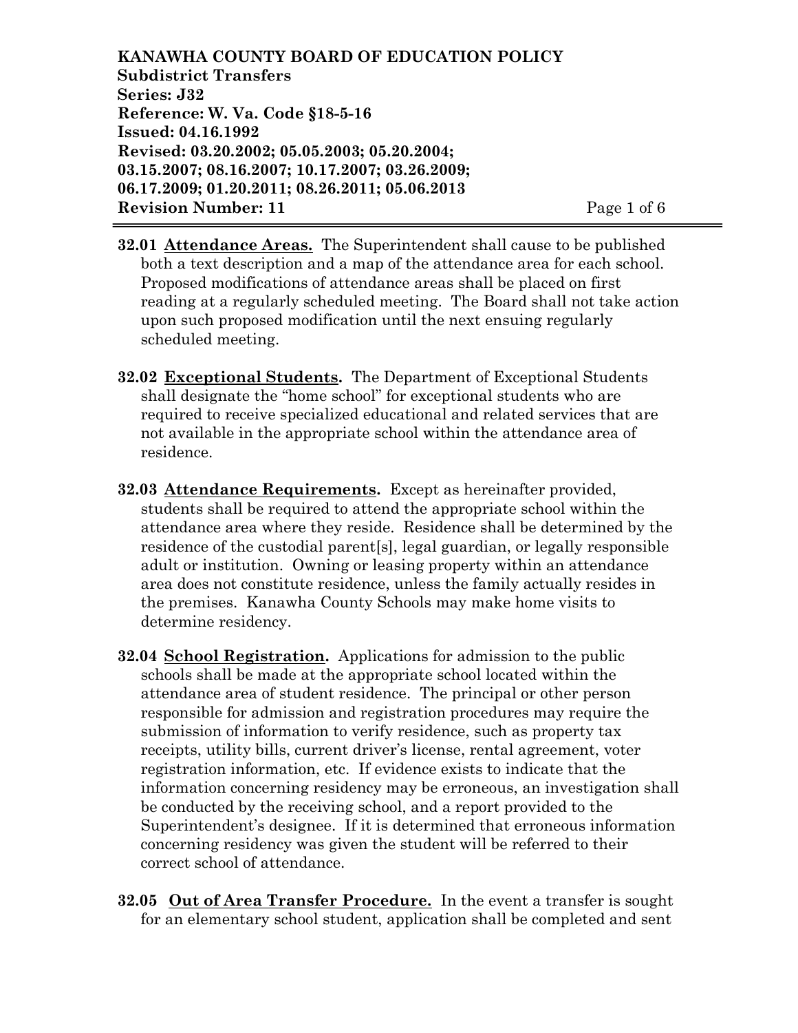**KANAWHA COUNTY BOARD OF EDUCATION POLICY**
**Subdistrict Transfers**
**Series: J32**
**Reference: W. Va. Code §18-5-16**
**Issued: 04.16.1992**
**Revised: 03.20.2002; 05.05.2003; 05.20.2004; 03.15.2007; 08.16.2007; 10.17.2007; 03.26.2009; 06.17.2009; 01.20.2011; 08.26.2011; 05.06.2013**
**Revision Number: 11**

**32.01 Attendance Areas.** The Superintendent shall cause to be published both a text description and a map of the attendance area for each school. Proposed modifications of attendance areas shall be placed on first reading at a regularly scheduled meeting. The Board shall not take action upon such proposed modification until the next ensuing regularly scheduled meeting.

**32.02 Exceptional Students.** The Department of Exceptional Students shall designate the "home school" for exceptional students who are required to receive specialized educational and related services that are not available in the appropriate school within the attendance area of residence.

**32.03 Attendance Requirements.** Except as hereinafter provided, students shall be required to attend the appropriate school within the attendance area where they reside. Residence shall be determined by the residence of the custodial parent[s], legal guardian, or legally responsible adult or institution. Owning or leasing property within an attendance area does not constitute residence, unless the family actually resides in the premises. Kanawha County Schools may make home visits to determine residency.

**32.04 School Registration.** Applications for admission to the public schools shall be made at the appropriate school located within the attendance area of student residence. The principal or other person responsible for admission and registration procedures may require the submission of information to verify residence, such as property tax receipts, utility bills, current driver's license, rental agreement, voter registration information, etc. If evidence exists to indicate that the information concerning residency may be erroneous, an investigation shall be conducted by the receiving school, and a report provided to the Superintendent's designee. If it is determined that erroneous information concerning residency was given the student will be referred to their correct school of attendance.

**32.05 Out of Area Transfer Procedure.** In the event a transfer is sought for an elementary school student, application shall be completed and sent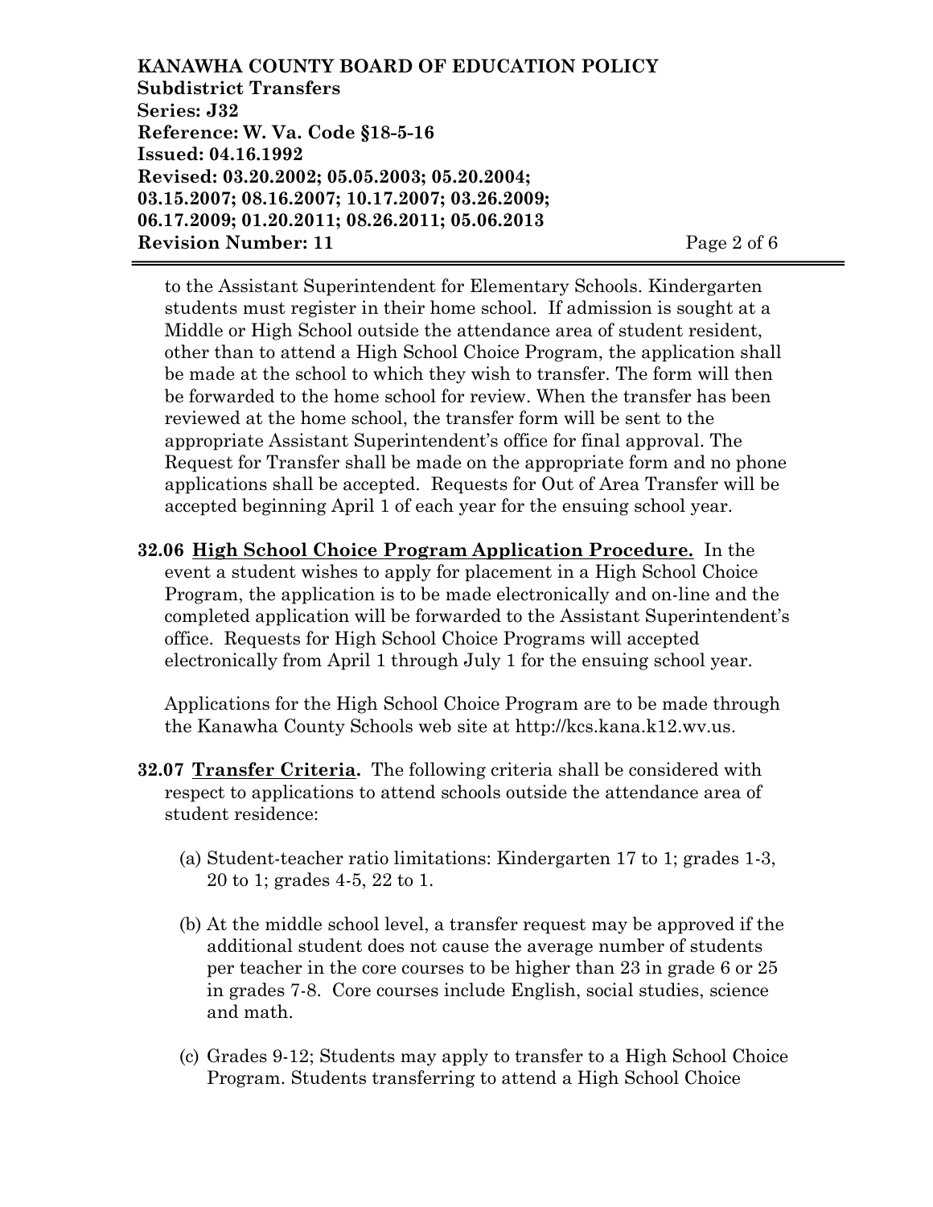to the Assistant Superintendent for Elementary Schools. Kindergarten students must register in their home school. If admission is sought at a Middle or High School outside the attendance area of student resident, other than to attend a High School Choice Program, the application shall be made at the school to which they wish to transfer. The form will then be forwarded to the home school for review. When the transfer has been reviewed at the home school, the transfer form will be sent to the appropriate Assistant Superintendent's office for final approval. The Request for Transfer shall be made on the appropriate form and no phone applications shall be accepted. Requests for Out of Area Transfer will be accepted beginning April 1 of each year for the ensuing school year.

**32.06 High School Choice Program Application Procedure.** In the event a student wishes to apply for placement in a High School Choice Program, the application is to be made electronically and on-line and the completed application will be forwarded to the Assistant Superintendent's office. Requests for High School Choice Programs will accepted electronically from April 1 through July 1 for the ensuing school year.

Applications for the High School Choice Program are to be made through the Kanawha County Schools web site at http://kcs.kana.k12.wv.us.

**32.07 Transfer Criteria.** The following criteria shall be considered with respect to applications to attend schools outside the attendance area of student residence:

(a) Student-teacher ratio limitations: Kindergarten 17 to 1; grades 1-3, 20 to 1; grades 4-5, 22 to 1.

(b) At the middle school level, a transfer request may be approved if the additional student does not cause the average number of students per teacher in the core courses to be higher than 23 in grade 6 or 25 in grades 7-8. Core courses include English, social studies, science and math.

(c) Grades 9-12; Students may apply to transfer to a High School Choice Program. Students transferring to attend a High School Choice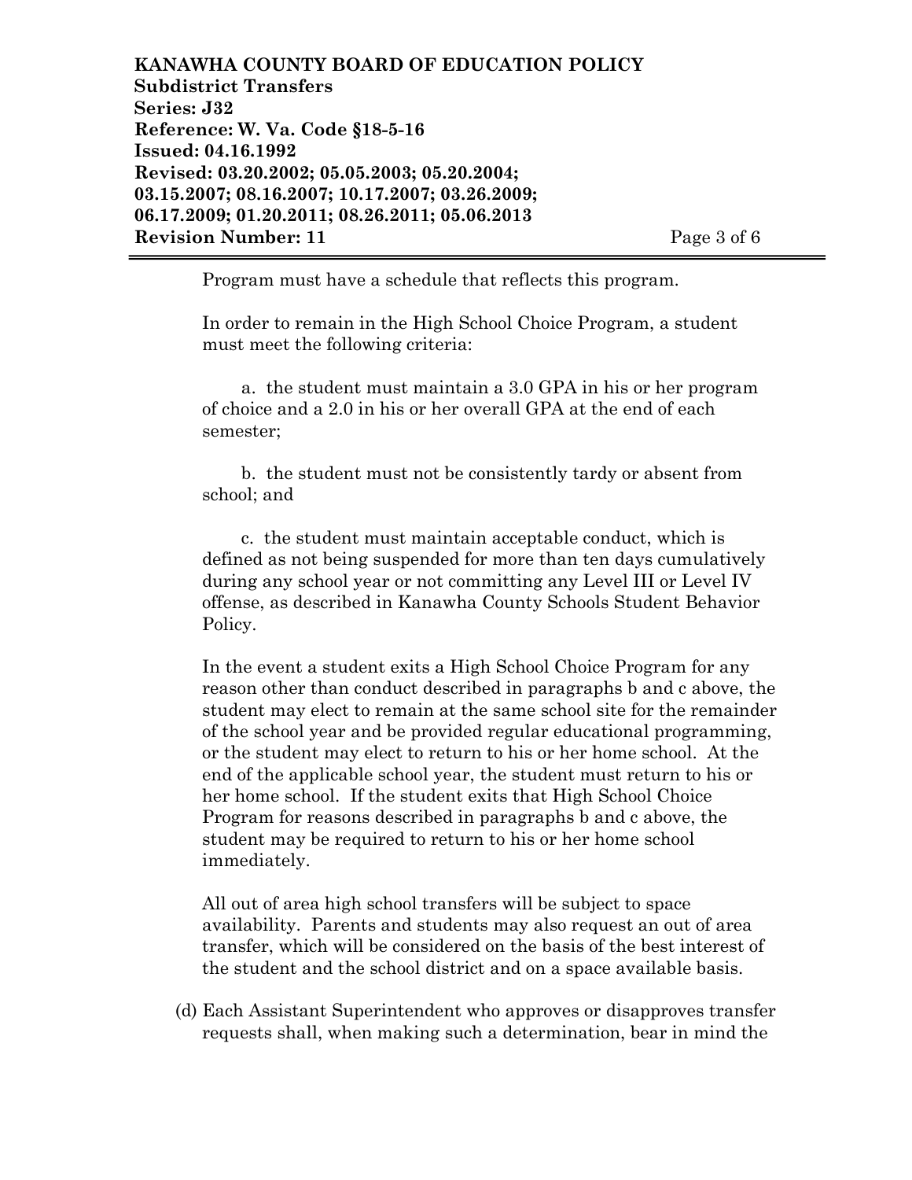Program must have a schedule that reflects this program.

In order to remain in the High School Choice Program, a student must meet the following criteria:

a. the student must maintain a 3.0 GPA in his or her program of choice and a 2.0 in his or her overall GPA at the end of each semester;

b. the student must not be consistently tardy or absent from school; and

c. the student must maintain acceptable conduct, which is defined as not being suspended for more than ten days cumulatively during any school year or not committing any Level III or Level IV offense, as described in Kanawha County Schools Student Behavior Policy.

In the event a student exits a High School Choice Program for any reason other than conduct described in paragraphs b and c above, the student may elect to remain at the same school site for the remainder of the school year and be provided regular educational programming, or the student may elect to return to his or her home school. At the end of the applicable school year, the student must return to his or her home school. If the student exits that High School Choice Program for reasons described in paragraphs b and c above, the student may be required to return to his or her home school immediately.

All out of area high school transfers will be subject to space availability. Parents and students may also request an out of area transfer, which will be considered on the basis of the best interest of the student and the school district and on a space available basis.

(d) Each Assistant Superintendent who approves or disapproves transfer requests shall, when making such a determination, bear in mind the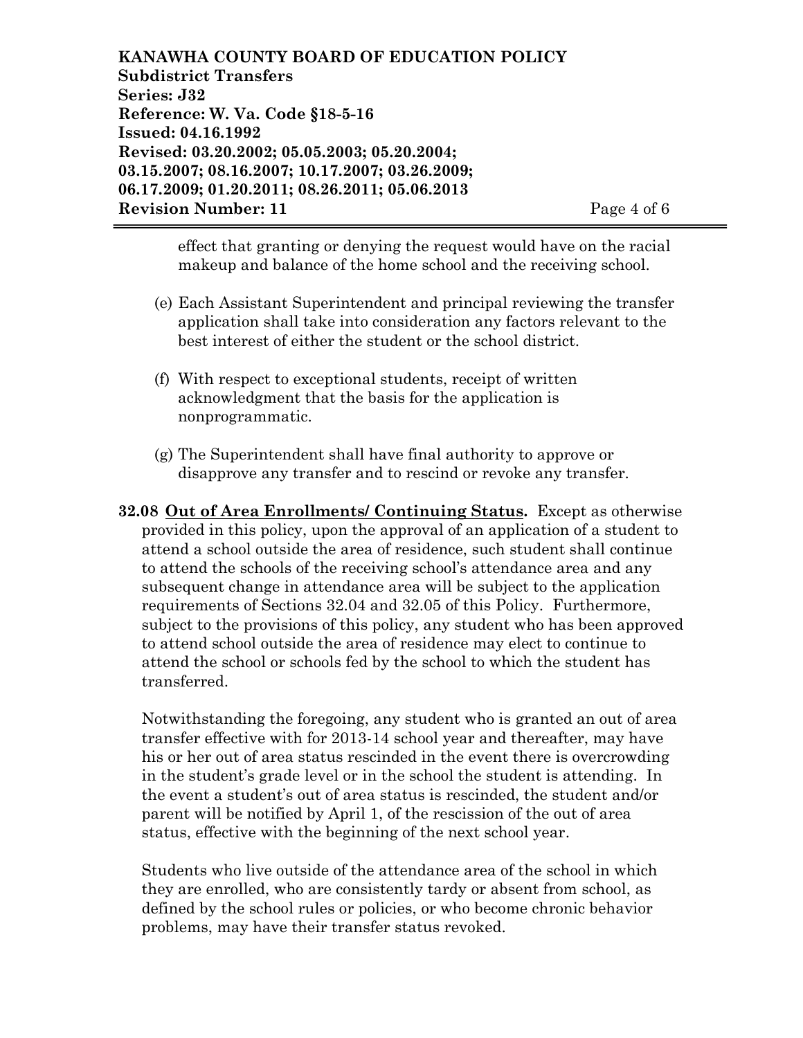effect that granting or denying the request would have on the racial makeup and balance of the home school and the receiving school.

(e) Each Assistant Superintendent and principal reviewing the transfer application shall take into consideration any factors relevant to the best interest of either the student or the school district.

(f) With respect to exceptional students, receipt of written acknowledgment that the basis for the application is nonprogrammatic.

(g) The Superintendent shall have final authority to approve or disapprove any transfer and to rescind or revoke any transfer.

**32.08 <u>Out of Area Enrollments/ Continuing Status</u>.** Except as otherwise provided in this policy, upon the approval of an application of a student to attend a school outside the area of residence, such student shall continue to attend the schools of the receiving school's attendance area and any subsequent change in attendance area will be subject to the application requirements of Sections 32.04 and 32.05 of this Policy. Furthermore, subject to the provisions of this policy, any student who has been approved to attend school outside the area of residence may elect to continue to attend the school or schools fed by the school to which the student has transferred.

Notwithstanding the foregoing, any student who is granted an out of area transfer effective with for 2013-14 school year and thereafter, may have his or her out of area status rescinded in the event there is overcrowding in the student's grade level or in the school the student is attending. In the event a student's out of area status is rescinded, the student and/or parent will be notified by April 1, of the rescission of the out of area status, effective with the beginning of the next school year.

Students who live outside of the attendance area of the school in which they are enrolled, who are consistently tardy or absent from school, as defined by the school rules or policies, or who become chronic behavior problems, may have their transfer status revoked.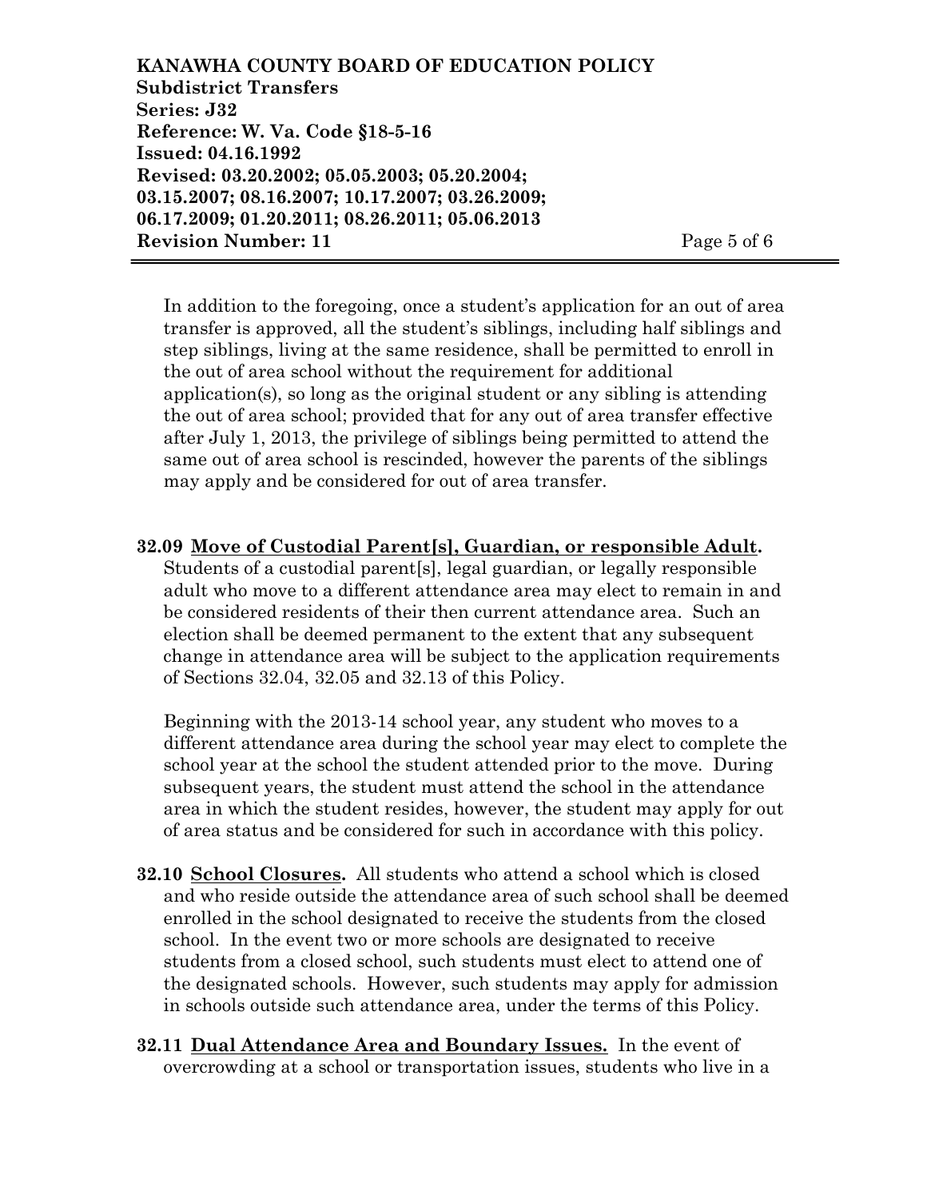In addition to the foregoing, once a student's application for an out of area transfer is approved, all the student's siblings, including half siblings and step siblings, living at the same residence, shall be permitted to enroll in the out of area school without the requirement for additional application(s), so long as the original student or any sibling is attending the out of area school; provided that for any out of area transfer effective after July 1, 2013, the privilege of siblings being permitted to attend the same out of area school is rescinded, however the parents of the siblings may apply and be considered for out of area transfer.

**32.09 Move of Custodial Parent[s], Guardian, or responsible Adult.** Students of a custodial parent[s], legal guardian, or legally responsible adult who move to a different attendance area may elect to remain in and be considered residents of their then current attendance area. Such an election shall be deemed permanent to the extent that any subsequent change in attendance area will be subject to the application requirements of Sections 32.04, 32.05 and 32.13 of this Policy.

Beginning with the 2013-14 school year, any student who moves to a different attendance area during the school year may elect to complete the school year at the school the student attended prior to the move. During subsequent years, the student must attend the school in the attendance area in which the student resides, however, the student may apply for out of area status and be considered for such in accordance with this policy.

**32.10 School Closures.** All students who attend a school which is closed and who reside outside the attendance area of such school shall be deemed enrolled in the school designated to receive the students from the closed school. In the event two or more schools are designated to receive students from a closed school, such students must elect to attend one of the designated schools. However, such students may apply for admission in schools outside such attendance area, under the terms of this Policy.

**32.11 Dual Attendance Area and Boundary Issues.** In the event of overcrowding at a school or transportation issues, students who live in a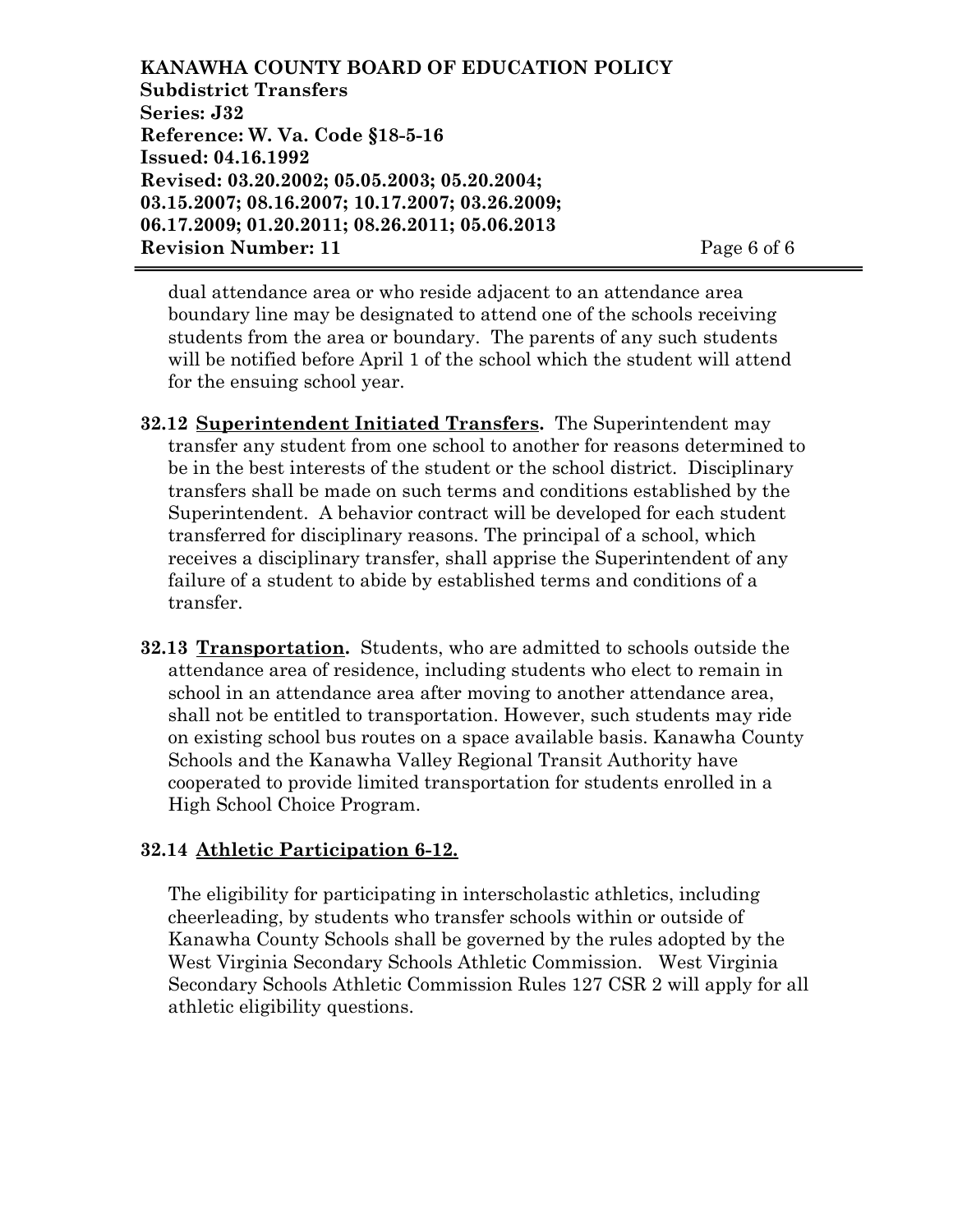dual attendance area or who reside adjacent to an attendance area boundary line may be designated to attend one of the schools receiving students from the area or boundary. The parents of any such students will be notified before April 1 of the school which the student will attend for the ensuing school year.

**32.12 Superintendent Initiated Transfers.** The Superintendent may transfer any student from one school to another for reasons determined to be in the best interests of the student or the school district. Disciplinary transfers shall be made on such terms and conditions established by the Superintendent. A behavior contract will be developed for each student transferred for disciplinary reasons. The principal of a school, which receives a disciplinary transfer, shall apprise the Superintendent of any failure of a student to abide by established terms and conditions of a transfer.

**32.13 Transportation.** Students, who are admitted to schools outside the attendance area of residence, including students who elect to remain in school in an attendance area after moving to another attendance area, shall not be entitled to transportation. However, such students may ride on existing school bus routes on a space available basis. Kanawha County Schools and the Kanawha Valley Regional Transit Authority have cooperated to provide limited transportation for students enrolled in a High School Choice Program.

**32.14 Athletic Participation 6-12.**

The eligibility for participating in interscholastic athletics, including cheerleading, by students who transfer schools within or outside of Kanawha County Schools shall be governed by the rules adopted by the West Virginia Secondary Schools Athletic Commission. West Virginia Secondary Schools Athletic Commission Rules 127 CSR 2 will apply for all athletic eligibility questions.